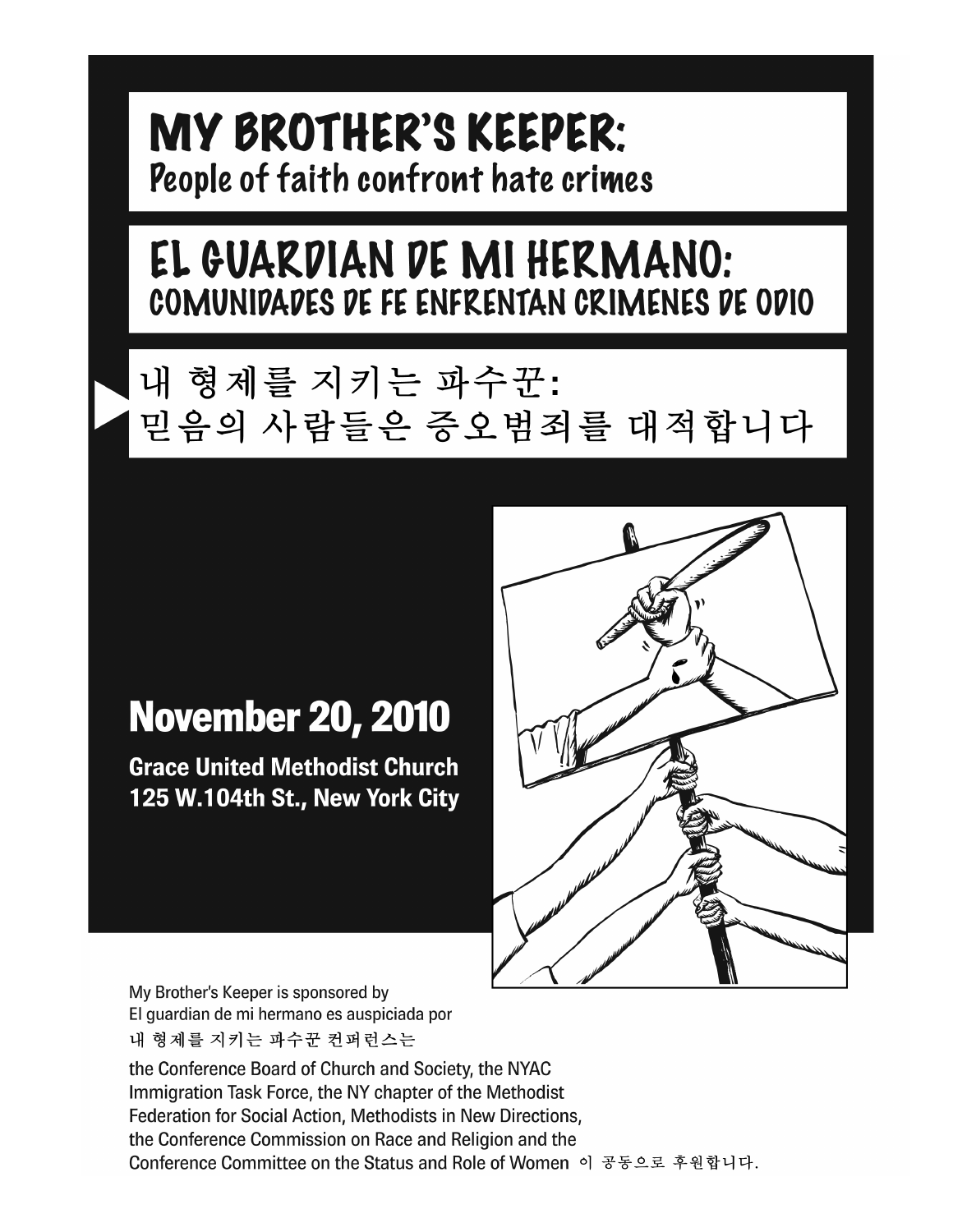# MY BROTHER'S KEEPER:
## People of faith confront hate crimes

# EL GUARDIAN DE MI HERMANO:
## COMUNIDADES DE FE ENFRENTAN CRIMENES DE ODIO

# 내 형제를 지키는 파수꾼:
## 믿음의 사람들은 증오범죄를 대적합니다

## November 20, 2010

**Grace United Methodist Church**
**125 W.104th St., New York City**

My Brother's Keeper is sponsored by
El guardian de mi hermano es auspiciada por
내 형제를 지키는 파수꾼 컨퍼런스는

the Conference Board of Church and Society, the NYAC Immigration Task Force, the NY chapter of the Methodist Federation for Social Action, Methodists in New Directions, the Conference Commission on Race and Religion and the Conference Committee on the Status and Role of Women 이 공동으로 후원합니다.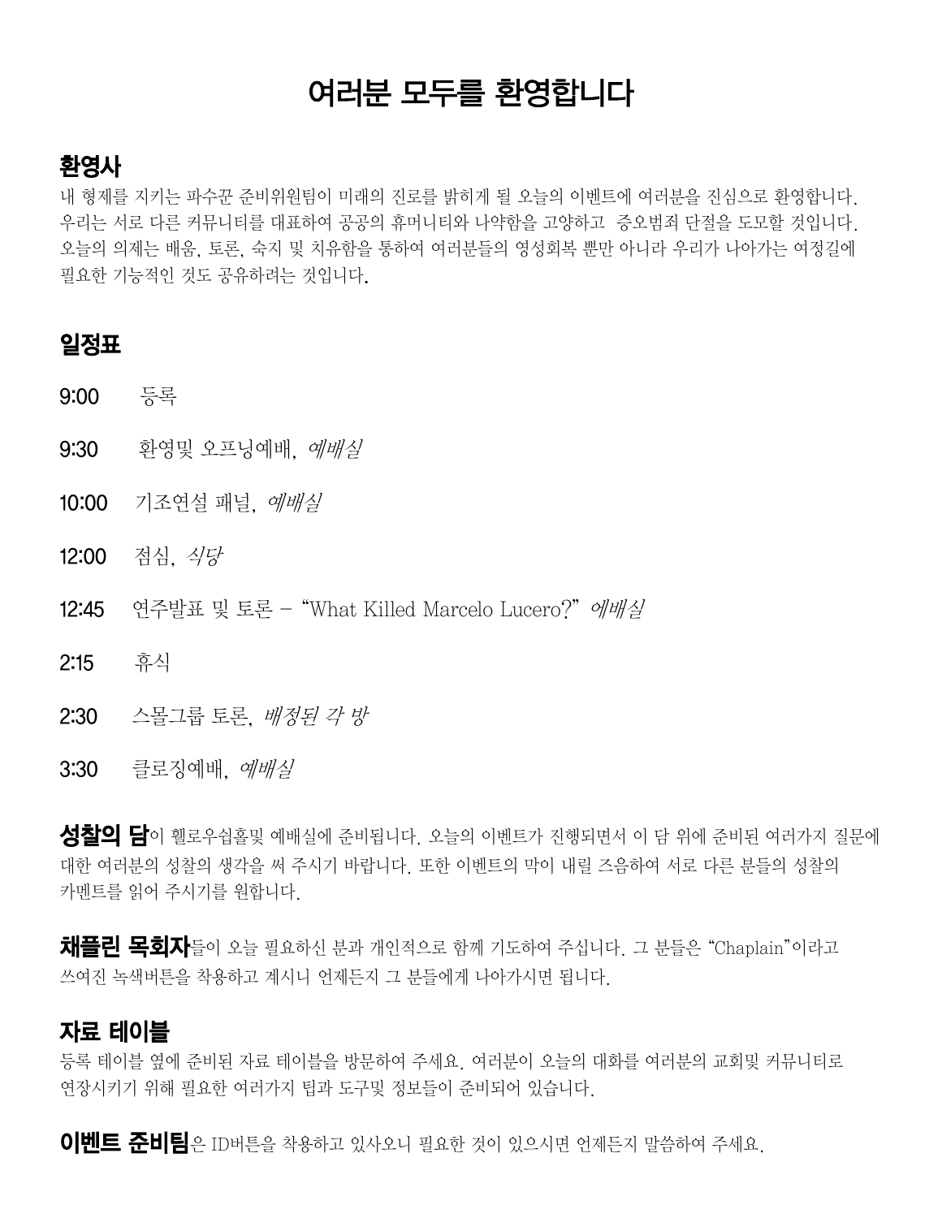# 여러분 모두를 환영합니다

## 환영사

내 형제를 지키는 파수꾼 준비위원팀이 미래의 진로를 밝히게 될 오늘의 이벤트에 여러분을 진심으로 환영합니다. 우리는 서로 다른 커뮤니티를 대표하여 공공의 휴머니티와 나약함을 고양하고 증오범죄 단절을 도모할 것입니다. 오늘의 의제는 배움, 토론, 숙지 및 치유함을 통하여 여러분들의 영성회복 뿐만 아니라 우리가 나아가는 여정길에 필요한 기능적인 것도 공유하려는 것입니다.

## 일정표

9:00 등록

9:30 환영및 오프닝예배, *예배실*

10:00 기조연설 패널, *예배실*

12:00 점심, *식당*

12:45 연주발표 및 토론 – "What Killed Marcelo Lucero?" *예배실*

2:15 휴식

2:30 스몰그룹 토론, *배정된 각 방*

3:30 클로징예배, *예배실*

**성찰의 담**이 휄로우쉽홀및 예배실에 준비됩니다. 오늘의 이벤트가 진행되면서 이 담 위에 준비된 여러가지 질문에 대한 여러분의 성찰의 생각을 써 주시기 바랍니다. 또한 이벤트의 막이 내릴 즈음하여 서로 다른 분들의 성찰의 카멘트를 읽어 주시기를 원합니다.

**채플린 목회자**들이 오늘 필요하신 분과 개인적으로 함께 기도하여 주십니다. 그 분들은 "Chaplain"이라고 쓰여진 녹색버튼을 착용하고 계시니 언제든지 그 분들에게 나아가시면 됩니다.

## 자료 테이블

등록 테이블 옆에 준비된 자료 테이블을 방문하여 주세요. 여러분이 오늘의 대화를 여러분의 교회및 커뮤니티로 연장시키기 위해 필요한 여러가지 팁과 도구및 정보들이 준비되어 있습니다.

**이벤트 준비팀**은 ID버튼을 착용하고 있사오니 필요한 것이 있으시면 언제든지 말씀하여 주세요.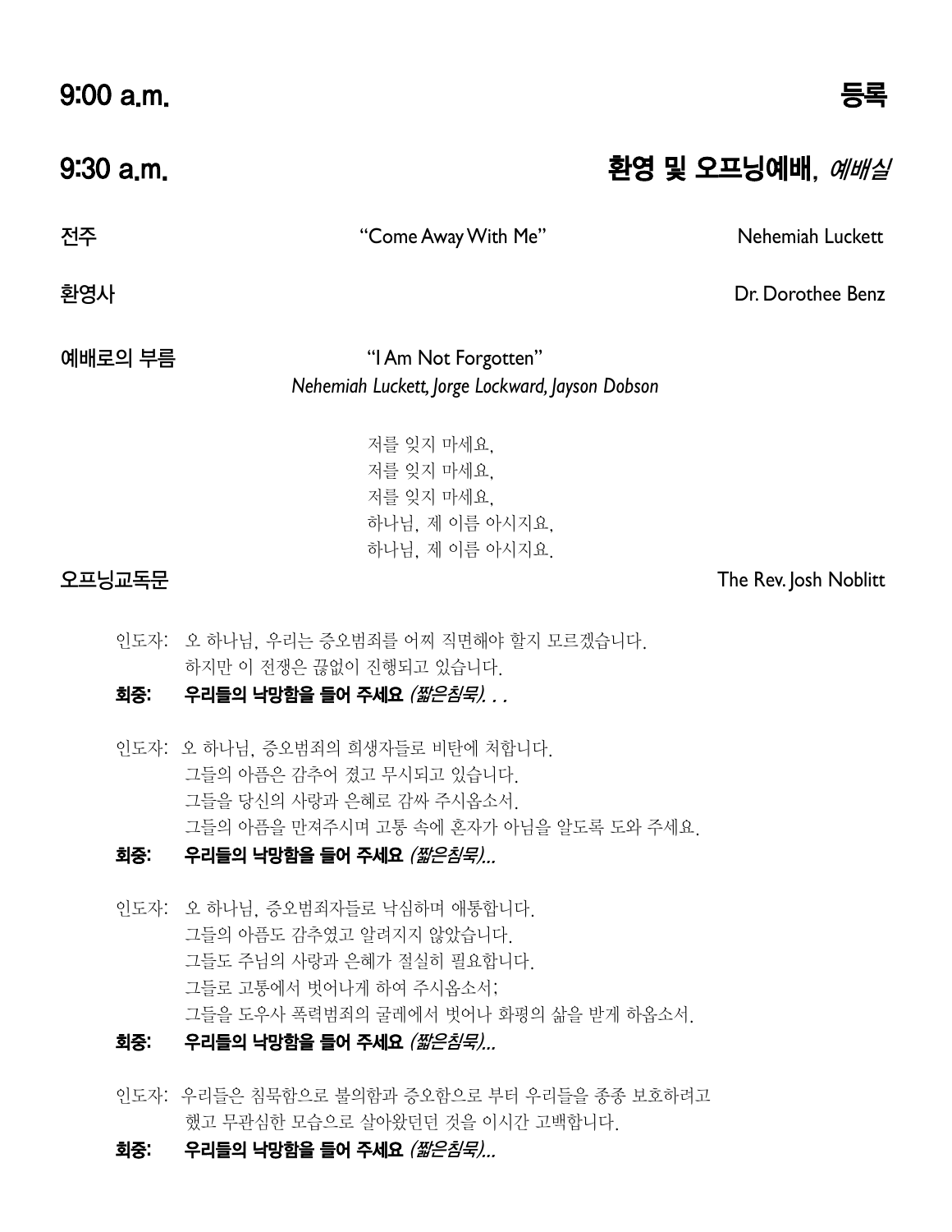## 9:00 a.m. 등록

## 9:30 a.m. 환영 및 오프닝예배, *예배실*

**전주** "Come Away With Me" Nehemiah Luckett

**환영사** Dr. Dorothee Benz

**예배로의 부름** "I Am Not Forgotten"
*Nehemiah Luckett, Jorge Lockward, Jayson Dobson*

저를 잊지 마세요,
저를 잊지 마세요,
저를 잊지 마세요,
하나님, 제 이름 아시지요,
하나님, 제 이름 아시지요.

**오프닝교독문** The Rev. Josh Noblitt

인도자: 오 하나님, 우리는 증오범죄를 어찌 직면해야 할지 모르겠습니다.
하지만 이 전쟁은 끊없이 진행되고 있습니다.

**회중: 우리들의 낙망함을 들어 주세요** ***(짧은침묵). . .***

인도자: 오 하나님, 증오범죄의 희생자들로 비탄에 처합니다.
그들의 아픔은 감추어 졌고 무시되고 있습니다.
그들을 당신의 사랑과 은혜로 감싸 주시옵소서.
그들의 아픔을 만져주시며 고통 속에 혼자가 아님을 알도록 도와 주세요.

**회중: 우리들의 낙망함을 들어 주세요** ***(짧은침묵)...***

인도자: 오 하나님, 증오범죄자들로 낙심하며 애통합니다.
그들의 아픔도 감추였고 알려지지 않았습니다.
그들도 주님의 사랑과 은혜가 절실히 필요합니다.
그들로 고통에서 벗어나게 하여 주시옵소서;
그들을 도우사 폭력범죄의 굴레에서 벗어나 화평의 삶을 받게 하옵소서.

**회중: 우리들의 낙망함을 들어 주세요** ***(짧은침묵)...***

인도자: 우리들은 침묵함으로 불의함과 증오함으로 부터 우리들을 종종 보호하려고
했고 무관심한 모습으로 살아왔던던 것을 이시간 고백합니다.

**회중: 우리들의 낙망함을 들어 주세요** ***(짧은침묵)...***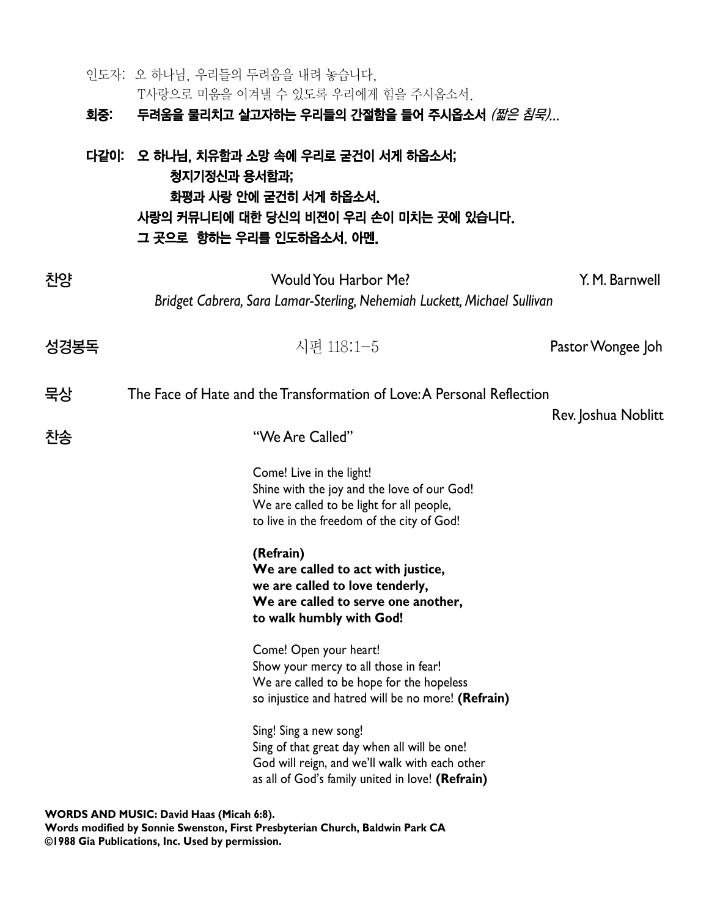인도자: 오 하나님, 우리들의 두려움을 내려 놓습니다,
T사랑으로 미움을 이겨낼 수 있도록 우리에게 힘을 주시옵소서.

**회중: 두려움을 물리치고 살고자하는 우리들의 간절함을 들어 주시옵소서** *(짧은 침묵)...*

**다같이: 오 하나님, 치유함과 소망 속에 우리로 굳건이 서게 하옵소서;**
**청지기정신과 용서함과;**
**화평과 사랑 안에 굳건히 서게 하옵소서.**
**사랑의 커뮤니티에 대한 당신의 비젼이 우리 손이 미치는 곳에 있습니다.**
**그 곳으로 향하는 우리를 인도하옵소서. 아멘.**

찬양 Would You Harbor Me? Y. M. Barnwell
*Bridget Cabrera, Sara Lamar-Sterling, Nehemiah Luckett, Michael Sullivan*

성경봉독 시편 118:1-5 Pastor Wongee Joh

묵상 The Face of Hate and the Transformation of Love: A Personal Reflection
Rev. Joshua Noblitt

찬송 "We Are Called"

Come! Live in the light!
Shine with the joy and the love of our God!
We are called to be light for all people,
to live in the freedom of the city of God!

**(Refrain)**
**We are called to act with justice,**
**we are called to love tenderly,**
**We are called to serve one another,**
**to walk humbly with God!**

Come! Open your heart!
Show your mercy to all those in fear!
We are called to be hope for the hopeless
so injustice and hatred will be no more! **(Refrain)**

Sing! Sing a new song!
Sing of that great day when all will be one!
God will reign, and we'll walk with each other
as all of God's family united in love! **(Refrain)**

**WORDS AND MUSIC: David Haas (Micah 6:8).**
**Words modified by Sonnie Swenston, First Presbyterian Church, Baldwin Park CA**
**©1988 Gia Publications, Inc. Used by permission.**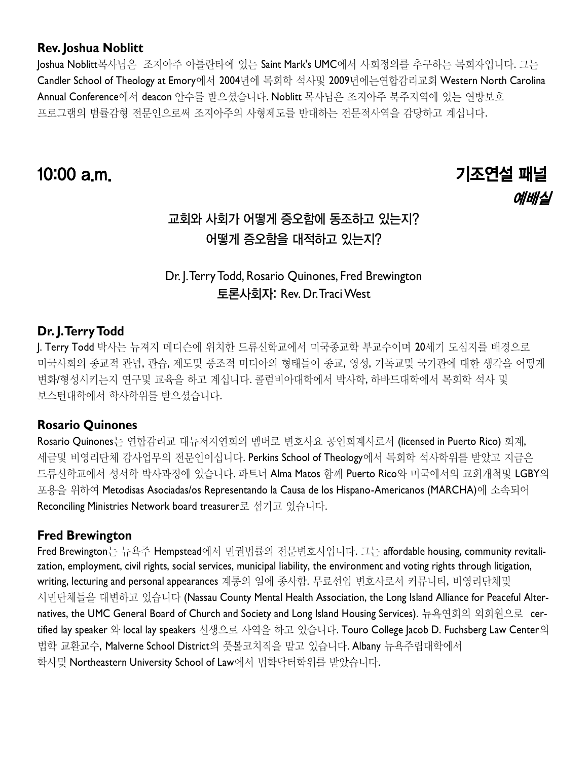### Rev. Joshua Noblitt

Joshua Noblitt목사님은 조지아주 아틀란타에 있는 Saint Mark's UMC에서 사회정의를 추구하는 목회자입니다. 그는 Candler School of Theology at Emory에서 2004년에 목회학 석사및 2009년에는연합감리교회 Western North Carolina Annual Conference에서 deacon 안수를 받으셨습니다. Noblitt 목사님은 조지아주 북주지역에 있는 연방보호 프로그램의 범률감형 전문인으로써 조지아주의 사형제도를 반대하는 전문적사역을 감당하고 계십니다.

## 10:00 a.m. 기조연설 패널

***예배실***

### 교회와 사회가 어떻게 증오함에 동조하고 있는지? 어떻게 증오함을 대적하고 있는지?

Dr. J. Terry Todd, Rosario Quinones, Fred Brewington

**토론사회자:** Rev. Dr. Traci West

### Dr. J. Terry Todd

J. Terry Todd 박사는 뉴저지 메디슨에 위치한 드류신학교에서 미국종교학 부교수이며 20세기 도심지를 배경으로 미국사회의 종교적 관념, 관습, 제도및 풍조적 미디아의 형태들이 종교, 영성, 기독교및 국가관에 대한 생각을 어떻게 변화/형성시키는지 연구및 교육을 하고 계십니다. 콜럼비아대학에서 박사학, 하바드대학에서 목회학 석사 및 보스턴대학에서 학사학위를 받으셨습니다.

### Rosario Quinones

Rosario Quinones는 연합감리교 대뉴저지연회의 멤버로 변호사요 공인회계사로서 (licensed in Puerto Rico) 회계, 세금및 비영리단체 감사업무의 전문인이십니다. Perkins School of Theology에서 목회학 석사학위를 받았고 지금은 드류신학교에서 성서학 박사과정에 있습니다. 파트너 Alma Matos 함께 Puerto Rico와 미국에서의 교회개척및 LGBY의 포용을 위하여 Metodisas Asociadas/os Representando la Causa de los Hispano-Americanos (MARCHA)에 소속되어 Reconciling Ministries Network board treasurer로 섬기고 있습니다.

### Fred Brewington

Fred Brewington는 뉴욕주 Hempstead에서 민권법률의 전문변호사입니다. 그는 affordable housing, community revitalization, employment, civil rights, social services, municipal liability, the environment and voting rights through litigation, writing, lecturing and personal appearances 계통의 일에 종사함. 무료선임 변호사로서 커뮤니티, 비영리단체및 시민단체들을 대변하고 있습니다 (Nassau County Mental Health Association, the Long Island Alliance for Peaceful Alternatives, the UMC General Board of Church and Society and Long Island Housing Services). 뉴욕연회의 외회원으로 certified lay speaker 와 local lay speakers 선생으로 사역을 하고 있습니다. Touro College Jacob D. Fuchsberg Law Center의 법학 교환교수, Malverne School District의 풋볼코치직을 맡고 있습니다. Albany 뉴욕주립대학에서 학사및 Northeastern University School of Law에서 법학닥터학위를 받았습니다.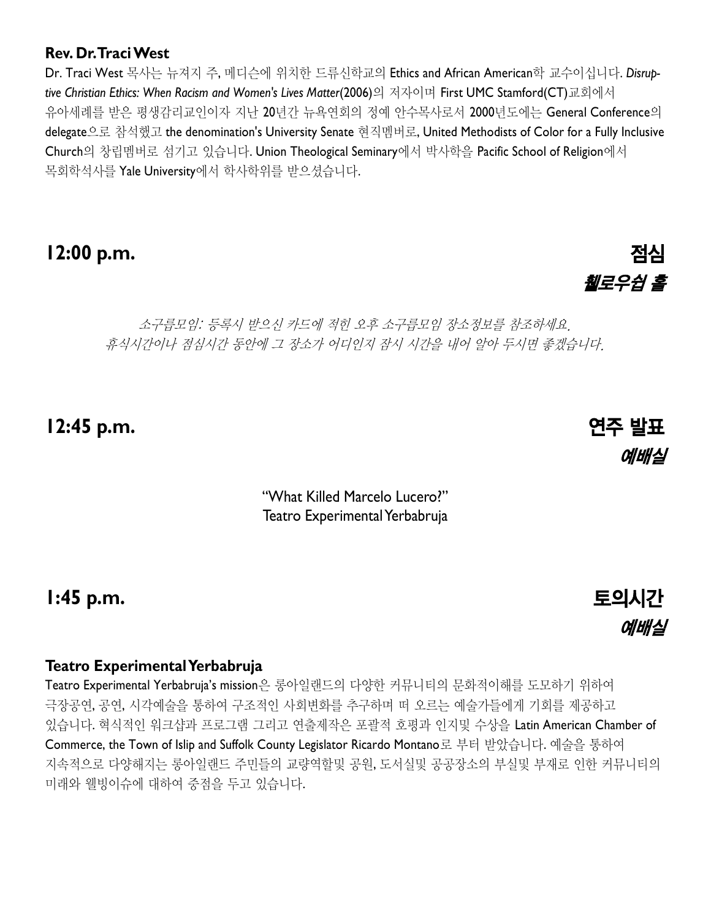**Rev. Dr. Traci West**

Dr. Traci West 목사는 뉴져지 주, 메디슨에 위치한 드류신학교의 Ethics and African American학 교수이십니다. *Disruptive Christian Ethics: When Racism and Women's Lives Matter*(2006)의 저자이며 First UMC Stamford(CT)교회에서 유아세례를 받은 평생감리교인이자 지난 20년간 뉴욕연회의 정예 안수목사로서 2000년도에는 General Conference의 delegate으로 참석했고 the denomination's University Senate 현직멤버로, United Methodists of Color for a Fully Inclusive Church의 창립멤버로 섬기고 있습니다. Union Theological Seminary에서 박사학을 Pacific School of Religion에서 목회학석사를 Yale University에서 학사학위를 받으셨습니다.

## 12:00 p.m. 점심

***휄로우쉽 홀***

*소구룹모임: 등록시 받으신 카드에 적힌 오후 소구룹모임 장소정보를 참조하세요.*
*휴식시간이나 점심시간 동안에 그 장소가 어디인지 잠시 시간을 내어 알아 두시면 좋겠습니다.*

## 12:45 p.m. 연주 발표

***예배실***

"What Killed Marcelo Lucero?"
Teatro Experimental Yerbabruja

## 1:45 p.m. 토의시간

***예배실***

**Teatro Experimental Yerbabruja**

Teatro Experimental Yerbabruja's mission은 롱아일랜드의 다양한 커뮤니티의 문화적이해를 도모하기 위하여 극장공연, 공연, 시각예술을 통하여 구조적인 사회변화를 추구하며 떠 오르는 예술가들에게 기회를 제공하고 있습니다. 혁식적인 워크샵과 프로그램 그리고 연출제작은 포괄적 호평과 인지및 수상을 Latin American Chamber of Commerce, the Town of Islip and Suffolk County Legislator Ricardo Montano로 부터 받았습니다. 예술을 통하여 지속적으로 다양해지는 롱아일랜드 주민들의 교량역할및 공원, 도서실및 공공장소의 부실및 부재로 인한 커뮤니티의 미래와 웰빙이슈에 대하여 중점을 두고 있습니다.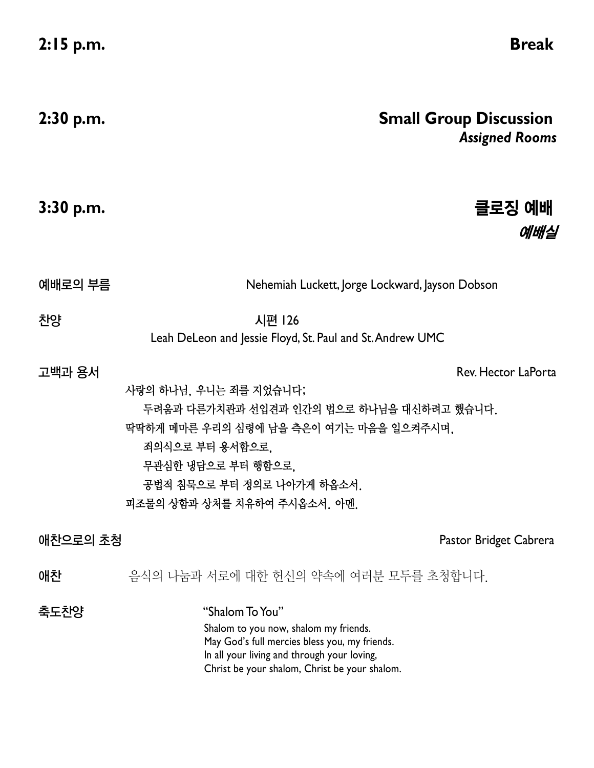**2:15 p.m.** **Break**

**2:30 p.m.** **Small Group Discussion**
***Assigned Rooms***

**3:30 p.m.** **클로징 예배**
***예배실***

**예배로의 부름** Nehemiah Luckett, Jorge Lockward, Jayson Dobson

**찬양** 시편 126
Leah DeLeon and Jessie Floyd, St. Paul and St. Andrew UMC

**고백과 용서** Rev. Hector LaPorta

사랑의 하나님, 우니는 죄를 지었습니다;
　두려움과 다른가치관과 선입견과 인간의 법으로 하나님을 대신하려고 했습니다.
딱딱하게 메마른 우리의 심령에 남을 측은이 여기는 마음을 일으켜주시며,
　죄의식으로 부터 용서함으로,
　무관심한 냉담으로 부터 행함으로,
　공범적 침묵으로 부터 정의로 나아가게 하옵소서.
피조물의 상함과 상처를 치유하여 주시옵소서. 아멘.

**애찬으로의 초청** Pastor Bridget Cabrera

**애찬** 음식의 나눔과 서로에 대한 헌신의 약속에 여러분 모두를 초청합니다.

**축도찬양** "Shalom To You"

Shalom to you now, shalom my friends.
May God's full mercies bless you, my friends.
In all your living and through your loving,
Christ be your shalom, Christ be your shalom.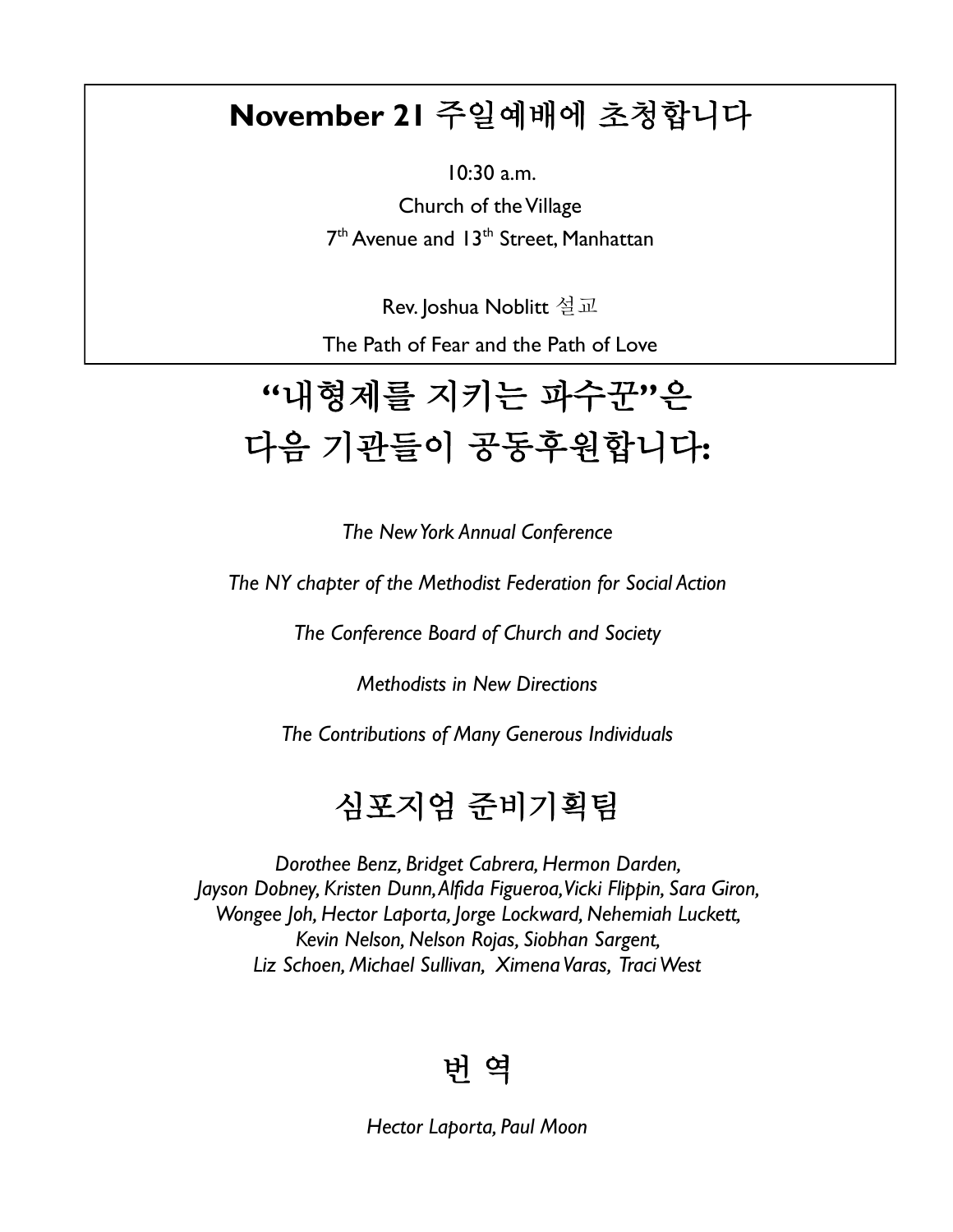## November 21 주일예배에 초청합니다

10:30 a.m.

Church of the Village

7th Avenue and 13th Street, Manhattan

Rev. Joshua Noblitt 설교

The Path of Fear and the Path of Love

# "내형제를 지키는 파수꾼"은 다음 기관들이 공동후원합니다:

*The New York Annual Conference*

*The NY chapter of the Methodist Federation for Social Action*

*The Conference Board of Church and Society*

*Methodists in New Directions*

*The Contributions of Many Generous Individuals*

# 심포지엄 준비기획팀

*Dorothee Benz, Bridget Cabrera, Hermon Darden, Jayson Dobney, Kristen Dunn, Alfida Figueroa, Vicki Flippin, Sara Giron, Wongee Joh, Hector Laporta, Jorge Lockward, Nehemiah Luckett, Kevin Nelson, Nelson Rojas, Siobhan Sargent, Liz Schoen, Michael Sullivan, Ximena Varas, Traci West*

# 번 역

*Hector Laporta, Paul Moon*